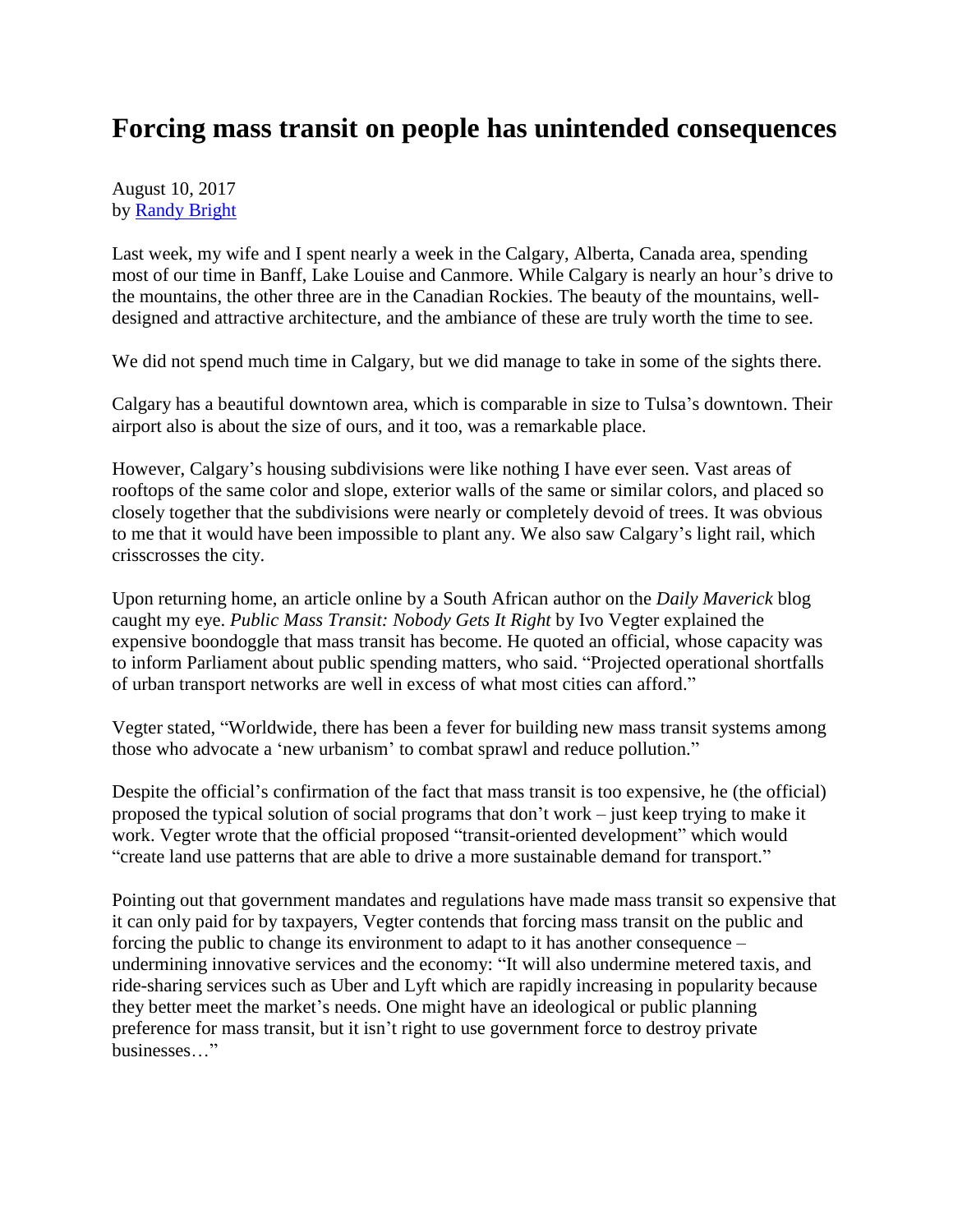# Forcing mass transit on people has unintended consequences

August 10, 2017
by [Randy Bright]

Last week, my wife and I spent nearly a week in the Calgary, Alberta, Canada area, spending most of our time in Banff, Lake Louise and Canmore. While Calgary is nearly an hour's drive to the mountains, the other three are in the Canadian Rockies. The beauty of the mountains, well-designed and attractive architecture, and the ambiance of these are truly worth the time to see.

We did not spend much time in Calgary, but we did manage to take in some of the sights there.

Calgary has a beautiful downtown area, which is comparable in size to Tulsa's downtown. Their airport also is about the size of ours, and it too, was a remarkable place.

However, Calgary's housing subdivisions were like nothing I have ever seen. Vast areas of rooftops of the same color and slope, exterior walls of the same or similar colors, and placed so closely together that the subdivisions were nearly or completely devoid of trees. It was obvious to me that it would have been impossible to plant any. We also saw Calgary's light rail, which crisscrosses the city.

Upon returning home, an article online by a South African author on the *Daily Maverick* blog caught my eye. *Public Mass Transit: Nobody Gets It Right* by Ivo Vegter explained the expensive boondoggle that mass transit has become. He quoted an official, whose capacity was to inform Parliament about public spending matters, who said. "Projected operational shortfalls of urban transport networks are well in excess of what most cities can afford."

Vegter stated, "Worldwide, there has been a fever for building new mass transit systems among those who advocate a 'new urbanism' to combat sprawl and reduce pollution."

Despite the official's confirmation of the fact that mass transit is too expensive, he (the official) proposed the typical solution of social programs that don't work – just keep trying to make it work. Vegter wrote that the official proposed "transit-oriented development" which would "create land use patterns that are able to drive a more sustainable demand for transport."

Pointing out that government mandates and regulations have made mass transit so expensive that it can only paid for by taxpayers, Vegter contends that forcing mass transit on the public and forcing the public to change its environment to adapt to it has another consequence – undermining innovative services and the economy: "It will also undermine metered taxis, and ride-sharing services such as Uber and Lyft which are rapidly increasing in popularity because they better meet the market's needs. One might have an ideological or public planning preference for mass transit, but it isn't right to use government force to destroy private businesses…"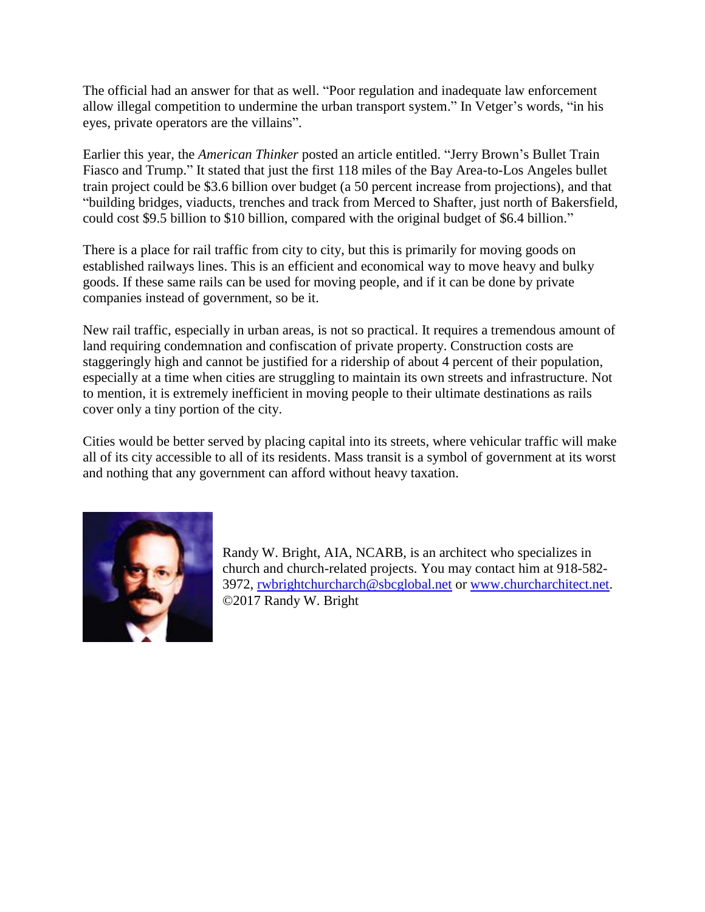The official had an answer for that as well. “Poor regulation and inadequate law enforcement allow illegal competition to undermine the urban transport system.” In Vetger’s words, “in his eyes, private operators are the villains”.

Earlier this year, the *American Thinker* posted an article entitled. “Jerry Brown’s Bullet Train Fiasco and Trump.” It stated that just the first 118 miles of the Bay Area-to-Los Angeles bullet train project could be $3.6 billion over budget (a 50 percent increase from projections), and that “building bridges, viaducts, trenches and track from Merced to Shafter, just north of Bakersfield, could cost $9.5 billion to $10 billion, compared with the original budget of $6.4 billion.”

There is a place for rail traffic from city to city, but this is primarily for moving goods on established railways lines. This is an efficient and economical way to move heavy and bulky goods. If these same rails can be used for moving people, and if it can be done by private companies instead of government, so be it.

New rail traffic, especially in urban areas, is not so practical. It requires a tremendous amount of land requiring condemnation and confiscation of private property. Construction costs are staggeringly high and cannot be justified for a ridership of about 4 percent of their population, especially at a time when cities are struggling to maintain its own streets and infrastructure. Not to mention, it is extremely inefficient in moving people to their ultimate destinations as rails cover only a tiny portion of the city.

Cities would be better served by placing capital into its streets, where vehicular traffic will make all of its city accessible to all of its residents. Mass transit is a symbol of government at its worst and nothing that any government can afford without heavy taxation.

Randy W. Bright, AIA, NCARB, is an architect who specializes in church and church-related projects. You may contact him at 918-582-3972, [rwbrightchurcharch@sbcglobal.net](mailto:rwbrightchurcharch@sbcglobal.net) or [www.churcharchitect.net](http://www.churcharchitect.net). ©2017 Randy W. Bright